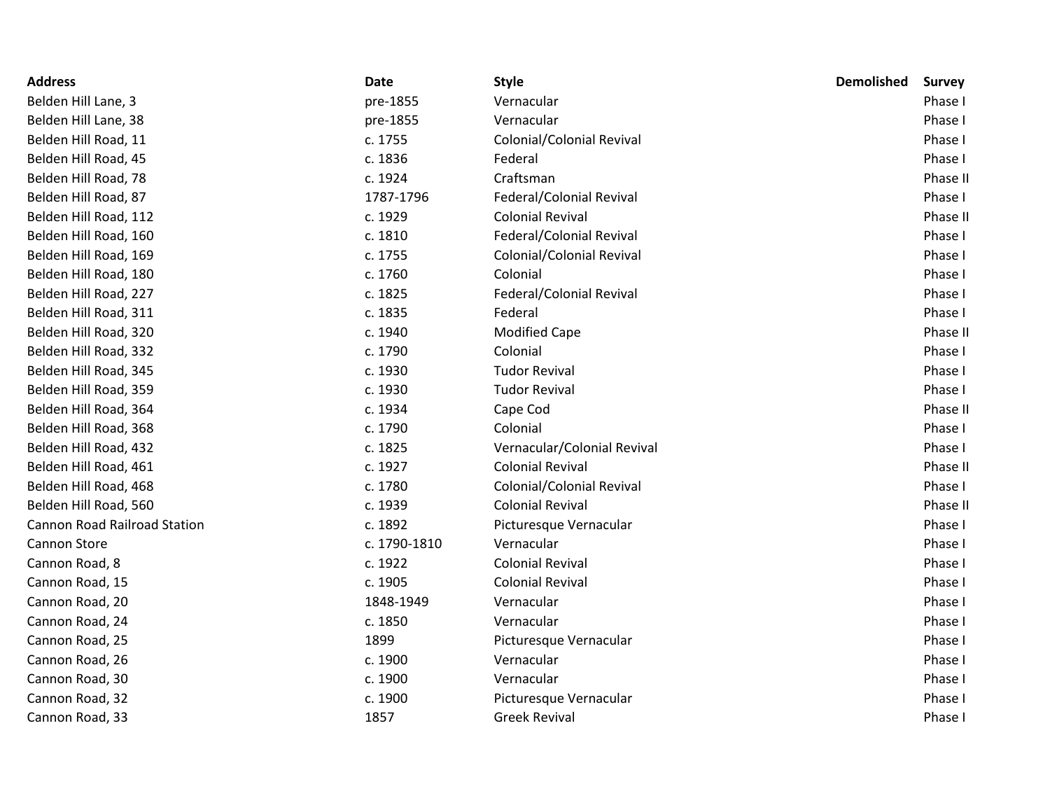| Address | Date | Style | Demolished | Survey |
| --- | --- | --- | --- | --- |
| Belden Hill Lane, 3 | pre-1855 | Vernacular | | Phase I |
| Belden Hill Lane, 38 | pre-1855 | Vernacular | | Phase I |
| Belden Hill Road, 11 | c. 1755 | Colonial/Colonial Revival | | Phase I |
| Belden Hill Road, 45 | c. 1836 | Federal | | Phase I |
| Belden Hill Road, 78 | c. 1924 | Craftsman | | Phase II |
| Belden Hill Road, 87 | 1787-1796 | Federal/Colonial Revival | | Phase I |
| Belden Hill Road, 112 | c. 1929 | Colonial Revival | | Phase II |
| Belden Hill Road, 160 | c. 1810 | Federal/Colonial Revival | | Phase I |
| Belden Hill Road, 169 | c. 1755 | Colonial/Colonial Revival | | Phase I |
| Belden Hill Road, 180 | c. 1760 | Colonial | | Phase I |
| Belden Hill Road, 227 | c. 1825 | Federal/Colonial Revival | | Phase I |
| Belden Hill Road, 311 | c. 1835 | Federal | | Phase I |
| Belden Hill Road, 320 | c. 1940 | Modified Cape | | Phase II |
| Belden Hill Road, 332 | c. 1790 | Colonial | | Phase I |
| Belden Hill Road, 345 | c. 1930 | Tudor Revival | | Phase I |
| Belden Hill Road, 359 | c. 1930 | Tudor Revival | | Phase I |
| Belden Hill Road, 364 | c. 1934 | Cape Cod | | Phase II |
| Belden Hill Road, 368 | c. 1790 | Colonial | | Phase I |
| Belden Hill Road, 432 | c. 1825 | Vernacular/Colonial Revival | | Phase I |
| Belden Hill Road, 461 | c. 1927 | Colonial Revival | | Phase II |
| Belden Hill Road, 468 | c. 1780 | Colonial/Colonial Revival | | Phase I |
| Belden Hill Road, 560 | c. 1939 | Colonial Revival | | Phase II |
| Cannon Road Railroad Station | c. 1892 | Picturesque Vernacular | | Phase I |
| Cannon Store | c. 1790-1810 | Vernacular | | Phase I |
| Cannon Road, 8 | c. 1922 | Colonial Revival | | Phase I |
| Cannon Road, 15 | c. 1905 | Colonial Revival | | Phase I |
| Cannon Road, 20 | 1848-1949 | Vernacular | | Phase I |
| Cannon Road, 24 | c. 1850 | Vernacular | | Phase I |
| Cannon Road, 25 | 1899 | Picturesque Vernacular | | Phase I |
| Cannon Road, 26 | c. 1900 | Vernacular | | Phase I |
| Cannon Road, 30 | c. 1900 | Vernacular | | Phase I |
| Cannon Road, 32 | c. 1900 | Picturesque Vernacular | | Phase I |
| Cannon Road, 33 | 1857 | Greek Revival | | Phase I |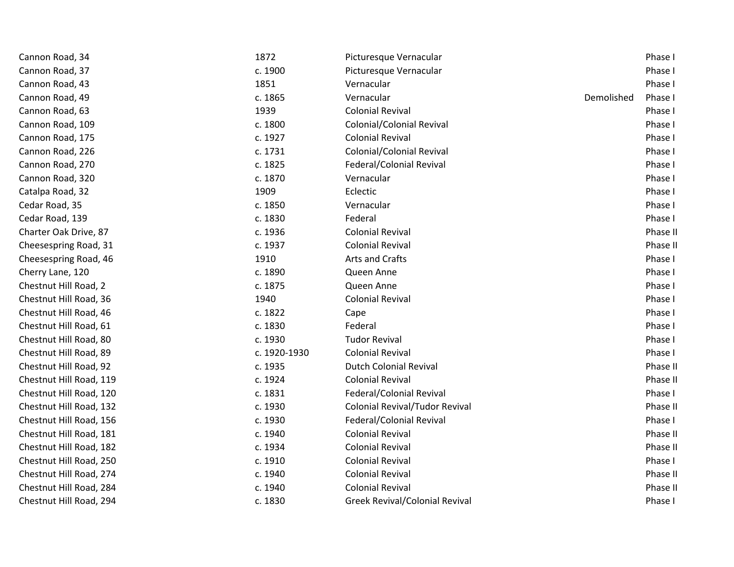| | | | | |
|---|---|---|---|---|
| Cannon Road, 34 | 1872 | Picturesque Vernacular | | Phase I |
| Cannon Road, 37 | c. 1900 | Picturesque Vernacular | | Phase I |
| Cannon Road, 43 | 1851 | Vernacular | | Phase I |
| Cannon Road, 49 | c. 1865 | Vernacular | Demolished | Phase I |
| Cannon Road, 63 | 1939 | Colonial Revival | | Phase I |
| Cannon Road, 109 | c. 1800 | Colonial/Colonial Revival | | Phase I |
| Cannon Road, 175 | c. 1927 | Colonial Revival | | Phase I |
| Cannon Road, 226 | c. 1731 | Colonial/Colonial Revival | | Phase I |
| Cannon Road, 270 | c. 1825 | Federal/Colonial Revival | | Phase I |
| Cannon Road, 320 | c. 1870 | Vernacular | | Phase I |
| Catalpa Road, 32 | 1909 | Eclectic | | Phase I |
| Cedar Road, 35 | c. 1850 | Vernacular | | Phase I |
| Cedar Road, 139 | c. 1830 | Federal | | Phase I |
| Charter Oak Drive, 87 | c. 1936 | Colonial Revival | | Phase II |
| Cheesespring Road, 31 | c. 1937 | Colonial Revival | | Phase II |
| Cheesespring Road, 46 | 1910 | Arts and Crafts | | Phase I |
| Cherry Lane, 120 | c. 1890 | Queen Anne | | Phase I |
| Chestnut Hill Road, 2 | c. 1875 | Queen Anne | | Phase I |
| Chestnut Hill Road, 36 | 1940 | Colonial Revival | | Phase I |
| Chestnut Hill Road, 46 | c. 1822 | Cape | | Phase I |
| Chestnut Hill Road, 61 | c. 1830 | Federal | | Phase I |
| Chestnut Hill Road, 80 | c. 1930 | Tudor Revival | | Phase I |
| Chestnut Hill Road, 89 | c. 1920-1930 | Colonial Revival | | Phase I |
| Chestnut Hill Road, 92 | c. 1935 | Dutch Colonial Revival | | Phase II |
| Chestnut Hill Road, 119 | c. 1924 | Colonial Revival | | Phase II |
| Chestnut Hill Road, 120 | c. 1831 | Federal/Colonial Revival | | Phase I |
| Chestnut Hill Road, 132 | c. 1930 | Colonial Revival/Tudor Revival | | Phase II |
| Chestnut Hill Road, 156 | c. 1930 | Federal/Colonial Revival | | Phase I |
| Chestnut Hill Road, 181 | c. 1940 | Colonial Revival | | Phase II |
| Chestnut Hill Road, 182 | c. 1934 | Colonial Revival | | Phase II |
| Chestnut Hill Road, 250 | c. 1910 | Colonial Revival | | Phase I |
| Chestnut Hill Road, 274 | c. 1940 | Colonial Revival | | Phase II |
| Chestnut Hill Road, 284 | c. 1940 | Colonial Revival | | Phase II |
| Chestnut Hill Road, 294 | c. 1830 | Greek Revival/Colonial Revival | | Phase I |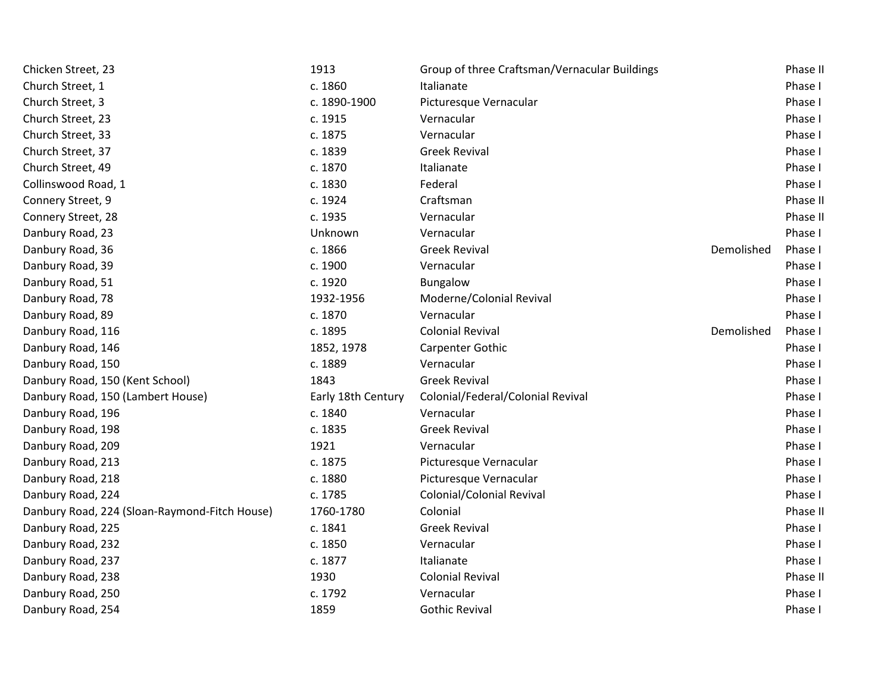| | | | | |
|---|---|---|---|---|
| Chicken Street, 23 | 1913 | Group of three Craftsman/Vernacular Buildings | | Phase II |
| Church Street, 1 | c. 1860 | Italianate | | Phase I |
| Church Street, 3 | c. 1890-1900 | Picturesque Vernacular | | Phase I |
| Church Street, 23 | c. 1915 | Vernacular | | Phase I |
| Church Street, 33 | c. 1875 | Vernacular | | Phase I |
| Church Street, 37 | c. 1839 | Greek Revival | | Phase I |
| Church Street, 49 | c. 1870 | Italianate | | Phase I |
| Collinswood Road, 1 | c. 1830 | Federal | | Phase I |
| Connery Street, 9 | c. 1924 | Craftsman | | Phase II |
| Connery Street, 28 | c. 1935 | Vernacular | | Phase II |
| Danbury Road, 23 | Unknown | Vernacular | | Phase I |
| Danbury Road, 36 | c. 1866 | Greek Revival | Demolished | Phase I |
| Danbury Road, 39 | c. 1900 | Vernacular | | Phase I |
| Danbury Road, 51 | c. 1920 | Bungalow | | Phase I |
| Danbury Road, 78 | 1932-1956 | Moderne/Colonial Revival | | Phase I |
| Danbury Road, 89 | c. 1870 | Vernacular | | Phase I |
| Danbury Road, 116 | c. 1895 | Colonial Revival | Demolished | Phase I |
| Danbury Road, 146 | 1852, 1978 | Carpenter Gothic | | Phase I |
| Danbury Road, 150 | c. 1889 | Vernacular | | Phase I |
| Danbury Road, 150 (Kent School) | 1843 | Greek Revival | | Phase I |
| Danbury Road, 150 (Lambert House) | Early 18th Century | Colonial/Federal/Colonial Revival | | Phase I |
| Danbury Road, 196 | c. 1840 | Vernacular | | Phase I |
| Danbury Road, 198 | c. 1835 | Greek Revival | | Phase I |
| Danbury Road, 209 | 1921 | Vernacular | | Phase I |
| Danbury Road, 213 | c. 1875 | Picturesque Vernacular | | Phase I |
| Danbury Road, 218 | c. 1880 | Picturesque Vernacular | | Phase I |
| Danbury Road, 224 | c. 1785 | Colonial/Colonial Revival | | Phase I |
| Danbury Road, 224 (Sloan-Raymond-Fitch House) | 1760-1780 | Colonial | | Phase II |
| Danbury Road, 225 | c. 1841 | Greek Revival | | Phase I |
| Danbury Road, 232 | c. 1850 | Vernacular | | Phase I |
| Danbury Road, 237 | c. 1877 | Italianate | | Phase I |
| Danbury Road, 238 | 1930 | Colonial Revival | | Phase II |
| Danbury Road, 250 | c. 1792 | Vernacular | | Phase I |
| Danbury Road, 254 | 1859 | Gothic Revival | | Phase I |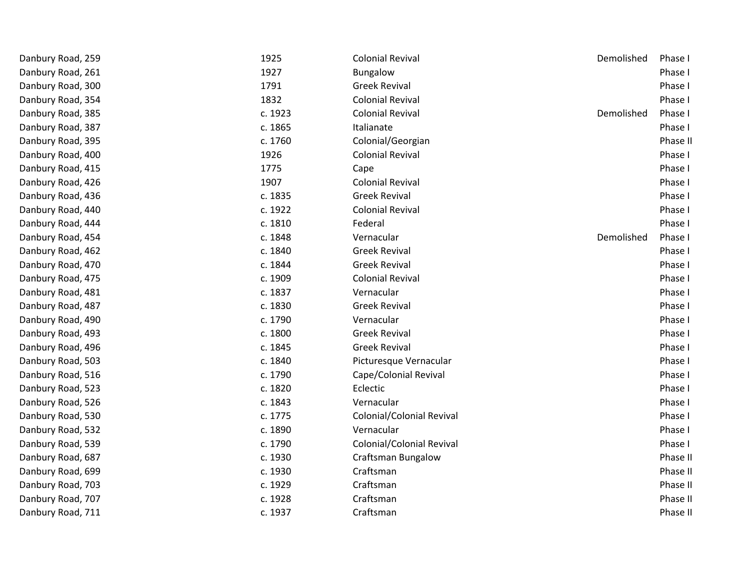| | | | | |
|---|---|---|---|---|
| Danbury Road, 259 | 1925 | Colonial Revival | Demolished | Phase I |
| Danbury Road, 261 | 1927 | Bungalow | | Phase I |
| Danbury Road, 300 | 1791 | Greek Revival | | Phase I |
| Danbury Road, 354 | 1832 | Colonial Revival | | Phase I |
| Danbury Road, 385 | c. 1923 | Colonial Revival | Demolished | Phase I |
| Danbury Road, 387 | c. 1865 | Italianate | | Phase I |
| Danbury Road, 395 | c. 1760 | Colonial/Georgian | | Phase II |
| Danbury Road, 400 | 1926 | Colonial Revival | | Phase I |
| Danbury Road, 415 | 1775 | Cape | | Phase I |
| Danbury Road, 426 | 1907 | Colonial Revival | | Phase I |
| Danbury Road, 436 | c. 1835 | Greek Revival | | Phase I |
| Danbury Road, 440 | c. 1922 | Colonial Revival | | Phase I |
| Danbury Road, 444 | c. 1810 | Federal | | Phase I |
| Danbury Road, 454 | c. 1848 | Vernacular | Demolished | Phase I |
| Danbury Road, 462 | c. 1840 | Greek Revival | | Phase I |
| Danbury Road, 470 | c. 1844 | Greek Revival | | Phase I |
| Danbury Road, 475 | c. 1909 | Colonial Revival | | Phase I |
| Danbury Road, 481 | c. 1837 | Vernacular | | Phase I |
| Danbury Road, 487 | c. 1830 | Greek Revival | | Phase I |
| Danbury Road, 490 | c. 1790 | Vernacular | | Phase I |
| Danbury Road, 493 | c. 1800 | Greek Revival | | Phase I |
| Danbury Road, 496 | c. 1845 | Greek Revival | | Phase I |
| Danbury Road, 503 | c. 1840 | Picturesque Vernacular | | Phase I |
| Danbury Road, 516 | c. 1790 | Cape/Colonial Revival | | Phase I |
| Danbury Road, 523 | c. 1820 | Eclectic | | Phase I |
| Danbury Road, 526 | c. 1843 | Vernacular | | Phase I |
| Danbury Road, 530 | c. 1775 | Colonial/Colonial Revival | | Phase I |
| Danbury Road, 532 | c. 1890 | Vernacular | | Phase I |
| Danbury Road, 539 | c. 1790 | Colonial/Colonial Revival | | Phase I |
| Danbury Road, 687 | c. 1930 | Craftsman Bungalow | | Phase II |
| Danbury Road, 699 | c. 1930 | Craftsman | | Phase II |
| Danbury Road, 703 | c. 1929 | Craftsman | | Phase II |
| Danbury Road, 707 | c. 1928 | Craftsman | | Phase II |
| Danbury Road, 711 | c. 1937 | Craftsman | | Phase II |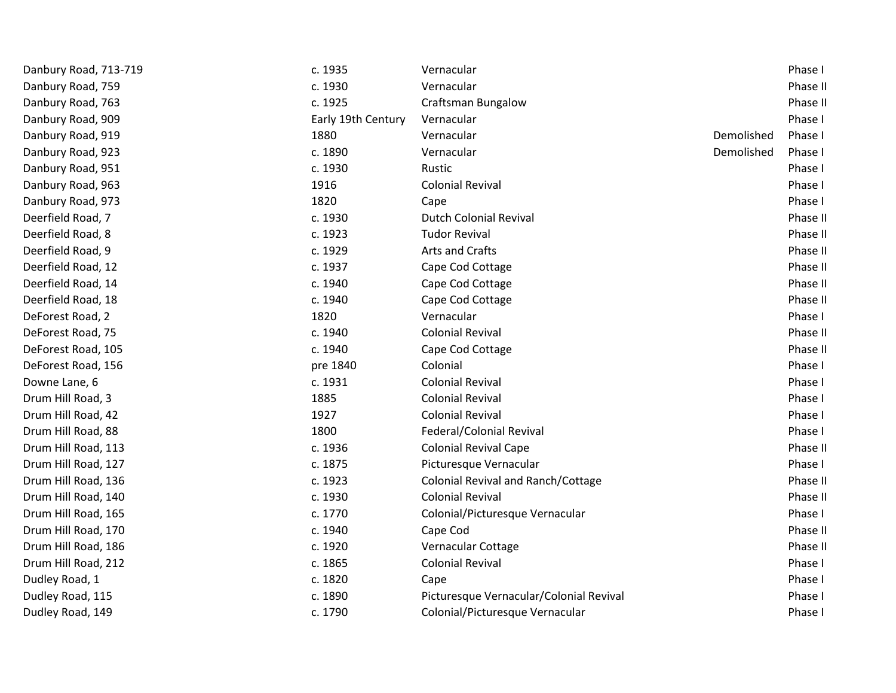| | | | | |
|---|---|---|---|---|
| Danbury Road, 713-719 | c. 1935 | Vernacular | | Phase I |
| Danbury Road, 759 | c. 1930 | Vernacular | | Phase II |
| Danbury Road, 763 | c. 1925 | Craftsman Bungalow | | Phase II |
| Danbury Road, 909 | Early 19th Century | Vernacular | | Phase I |
| Danbury Road, 919 | 1880 | Vernacular | Demolished | Phase I |
| Danbury Road, 923 | c. 1890 | Vernacular | Demolished | Phase I |
| Danbury Road, 951 | c. 1930 | Rustic | | Phase I |
| Danbury Road, 963 | 1916 | Colonial Revival | | Phase I |
| Danbury Road, 973 | 1820 | Cape | | Phase I |
| Deerfield Road, 7 | c. 1930 | Dutch Colonial Revival | | Phase II |
| Deerfield Road, 8 | c. 1923 | Tudor Revival | | Phase II |
| Deerfield Road, 9 | c. 1929 | Arts and Crafts | | Phase II |
| Deerfield Road, 12 | c. 1937 | Cape Cod Cottage | | Phase II |
| Deerfield Road, 14 | c. 1940 | Cape Cod Cottage | | Phase II |
| Deerfield Road, 18 | c. 1940 | Cape Cod Cottage | | Phase II |
| DeForest Road, 2 | 1820 | Vernacular | | Phase I |
| DeForest Road, 75 | c. 1940 | Colonial Revival | | Phase II |
| DeForest Road, 105 | c. 1940 | Cape Cod Cottage | | Phase II |
| DeForest Road, 156 | pre 1840 | Colonial | | Phase I |
| Downe Lane, 6 | c. 1931 | Colonial Revival | | Phase I |
| Drum Hill Road, 3 | 1885 | Colonial Revival | | Phase I |
| Drum Hill Road, 42 | 1927 | Colonial Revival | | Phase I |
| Drum Hill Road, 88 | 1800 | Federal/Colonial Revival | | Phase I |
| Drum Hill Road, 113 | c. 1936 | Colonial Revival Cape | | Phase II |
| Drum Hill Road, 127 | c. 1875 | Picturesque Vernacular | | Phase I |
| Drum Hill Road, 136 | c. 1923 | Colonial Revival and Ranch/Cottage | | Phase II |
| Drum Hill Road, 140 | c. 1930 | Colonial Revival | | Phase II |
| Drum Hill Road, 165 | c. 1770 | Colonial/Picturesque Vernacular | | Phase I |
| Drum Hill Road, 170 | c. 1940 | Cape Cod | | Phase II |
| Drum Hill Road, 186 | c. 1920 | Vernacular Cottage | | Phase II |
| Drum Hill Road, 212 | c. 1865 | Colonial Revival | | Phase I |
| Dudley Road, 1 | c. 1820 | Cape | | Phase I |
| Dudley Road, 115 | c. 1890 | Picturesque Vernacular/Colonial Revival | | Phase I |
| Dudley Road, 149 | c. 1790 | Colonial/Picturesque Vernacular | | Phase I |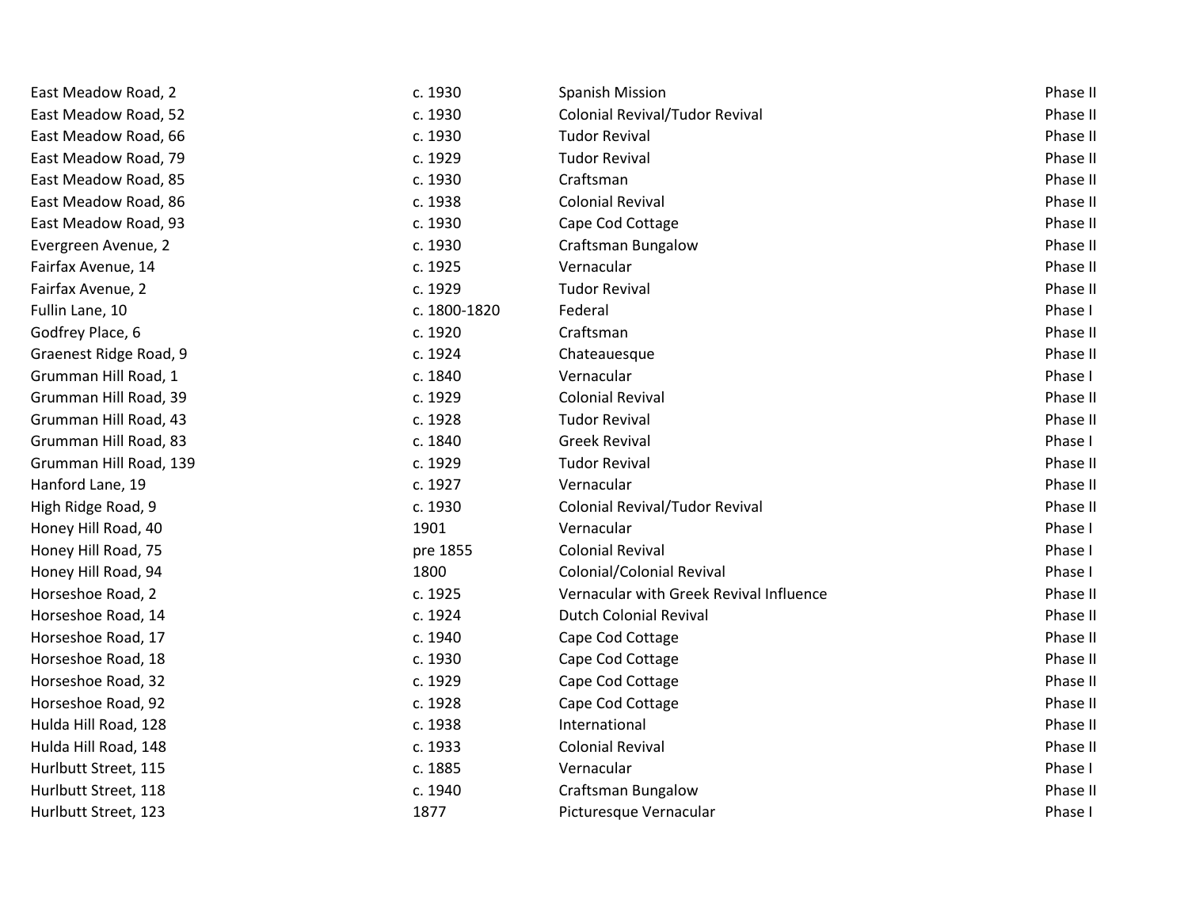| | | | |
|---|---|---|---|
| East Meadow Road, 2 | c. 1930 | Spanish Mission | Phase II |
| East Meadow Road, 52 | c. 1930 | Colonial Revival/Tudor Revival | Phase II |
| East Meadow Road, 66 | c. 1930 | Tudor Revival | Phase II |
| East Meadow Road, 79 | c. 1929 | Tudor Revival | Phase II |
| East Meadow Road, 85 | c. 1930 | Craftsman | Phase II |
| East Meadow Road, 86 | c. 1938 | Colonial Revival | Phase II |
| East Meadow Road, 93 | c. 1930 | Cape Cod Cottage | Phase II |
| Evergreen Avenue, 2 | c. 1930 | Craftsman Bungalow | Phase II |
| Fairfax Avenue, 14 | c. 1925 | Vernacular | Phase II |
| Fairfax Avenue, 2 | c. 1929 | Tudor Revival | Phase II |
| Fullin Lane, 10 | c. 1800-1820 | Federal | Phase I |
| Godfrey Place, 6 | c. 1920 | Craftsman | Phase II |
| Graenest Ridge Road, 9 | c. 1924 | Chateauesque | Phase II |
| Grumman Hill Road, 1 | c. 1840 | Vernacular | Phase I |
| Grumman Hill Road, 39 | c. 1929 | Colonial Revival | Phase II |
| Grumman Hill Road, 43 | c. 1928 | Tudor Revival | Phase II |
| Grumman Hill Road, 83 | c. 1840 | Greek Revival | Phase I |
| Grumman Hill Road, 139 | c. 1929 | Tudor Revival | Phase II |
| Hanford Lane, 19 | c. 1927 | Vernacular | Phase II |
| High Ridge Road, 9 | c. 1930 | Colonial Revival/Tudor Revival | Phase II |
| Honey Hill Road, 40 | 1901 | Vernacular | Phase I |
| Honey Hill Road, 75 | pre 1855 | Colonial Revival | Phase I |
| Honey Hill Road, 94 | 1800 | Colonial/Colonial Revival | Phase I |
| Horseshoe Road, 2 | c. 1925 | Vernacular with Greek Revival Influence | Phase II |
| Horseshoe Road, 14 | c. 1924 | Dutch Colonial Revival | Phase II |
| Horseshoe Road, 17 | c. 1940 | Cape Cod Cottage | Phase II |
| Horseshoe Road, 18 | c. 1930 | Cape Cod Cottage | Phase II |
| Horseshoe Road, 32 | c. 1929 | Cape Cod Cottage | Phase II |
| Horseshoe Road, 92 | c. 1928 | Cape Cod Cottage | Phase II |
| Hulda Hill Road, 128 | c. 1938 | International | Phase II |
| Hulda Hill Road, 148 | c. 1933 | Colonial Revival | Phase II |
| Hurlbutt Street, 115 | c. 1885 | Vernacular | Phase I |
| Hurlbutt Street, 118 | c. 1940 | Craftsman Bungalow | Phase II |
| Hurlbutt Street, 123 | 1877 | Picturesque Vernacular | Phase I |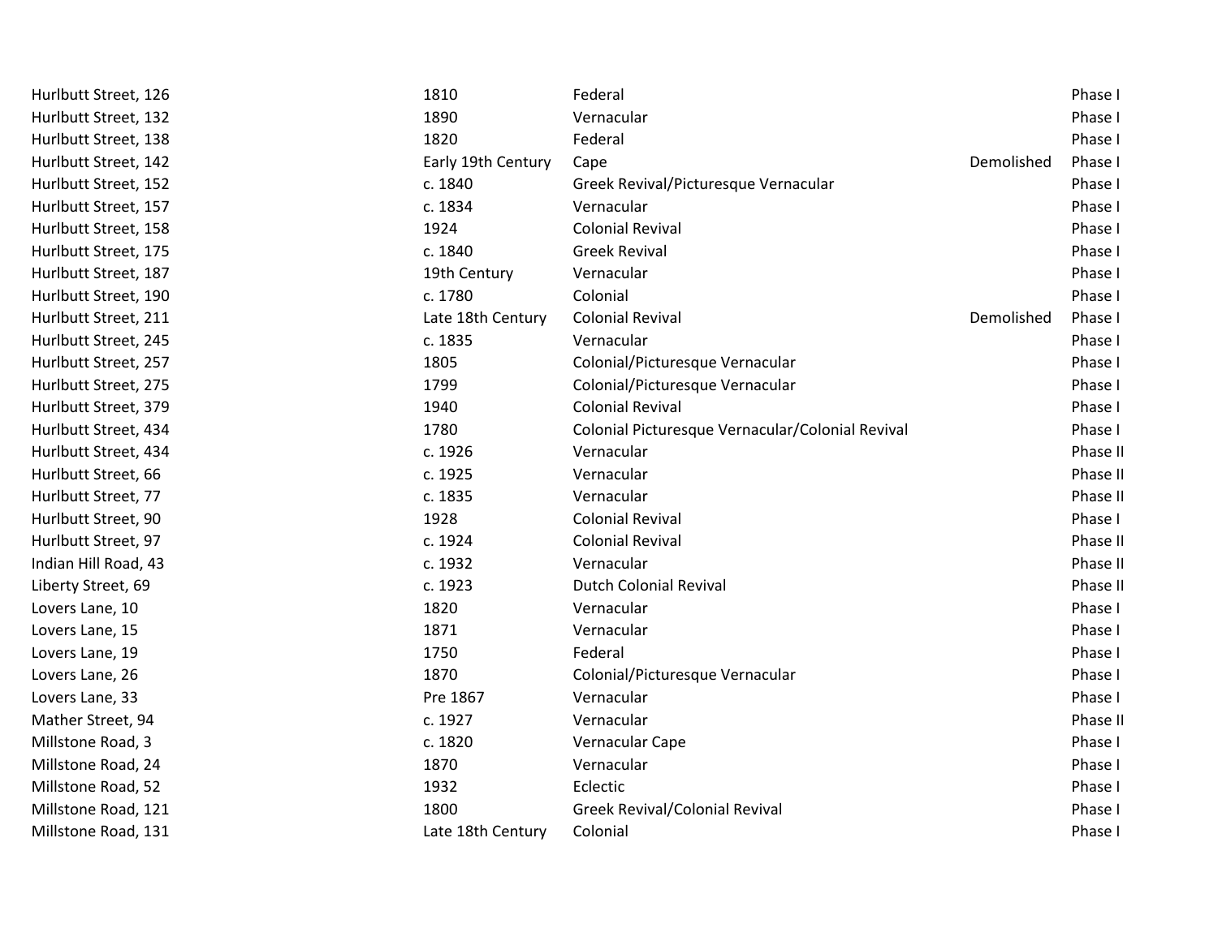| | | | | |
|---|---|---|---|---|
| Hurlbutt Street, 126 | 1810 | Federal | | Phase I |
| Hurlbutt Street, 132 | 1890 | Vernacular | | Phase I |
| Hurlbutt Street, 138 | 1820 | Federal | | Phase I |
| Hurlbutt Street, 142 | Early 19th Century | Cape | Demolished | Phase I |
| Hurlbutt Street, 152 | c. 1840 | Greek Revival/Picturesque Vernacular | | Phase I |
| Hurlbutt Street, 157 | c. 1834 | Vernacular | | Phase I |
| Hurlbutt Street, 158 | 1924 | Colonial Revival | | Phase I |
| Hurlbutt Street, 175 | c. 1840 | Greek Revival | | Phase I |
| Hurlbutt Street, 187 | 19th Century | Vernacular | | Phase I |
| Hurlbutt Street, 190 | c. 1780 | Colonial | | Phase I |
| Hurlbutt Street, 211 | Late 18th Century | Colonial Revival | Demolished | Phase I |
| Hurlbutt Street, 245 | c. 1835 | Vernacular | | Phase I |
| Hurlbutt Street, 257 | 1805 | Colonial/Picturesque Vernacular | | Phase I |
| Hurlbutt Street, 275 | 1799 | Colonial/Picturesque Vernacular | | Phase I |
| Hurlbutt Street, 379 | 1940 | Colonial Revival | | Phase I |
| Hurlbutt Street, 434 | 1780 | Colonial Picturesque Vernacular/Colonial Revival | | Phase I |
| Hurlbutt Street, 434 | c. 1926 | Vernacular | | Phase II |
| Hurlbutt Street, 66 | c. 1925 | Vernacular | | Phase II |
| Hurlbutt Street, 77 | c. 1835 | Vernacular | | Phase II |
| Hurlbutt Street, 90 | 1928 | Colonial Revival | | Phase I |
| Hurlbutt Street, 97 | c. 1924 | Colonial Revival | | Phase II |
| Indian Hill Road, 43 | c. 1932 | Vernacular | | Phase II |
| Liberty Street, 69 | c. 1923 | Dutch Colonial Revival | | Phase II |
| Lovers Lane, 10 | 1820 | Vernacular | | Phase I |
| Lovers Lane, 15 | 1871 | Vernacular | | Phase I |
| Lovers Lane, 19 | 1750 | Federal | | Phase I |
| Lovers Lane, 26 | 1870 | Colonial/Picturesque Vernacular | | Phase I |
| Lovers Lane, 33 | Pre 1867 | Vernacular | | Phase I |
| Mather Street, 94 | c. 1927 | Vernacular | | Phase II |
| Millstone Road, 3 | c. 1820 | Vernacular Cape | | Phase I |
| Millstone Road, 24 | 1870 | Vernacular | | Phase I |
| Millstone Road, 52 | 1932 | Eclectic | | Phase I |
| Millstone Road, 121 | 1800 | Greek Revival/Colonial Revival | | Phase I |
| Millstone Road, 131 | Late 18th Century | Colonial | | Phase I |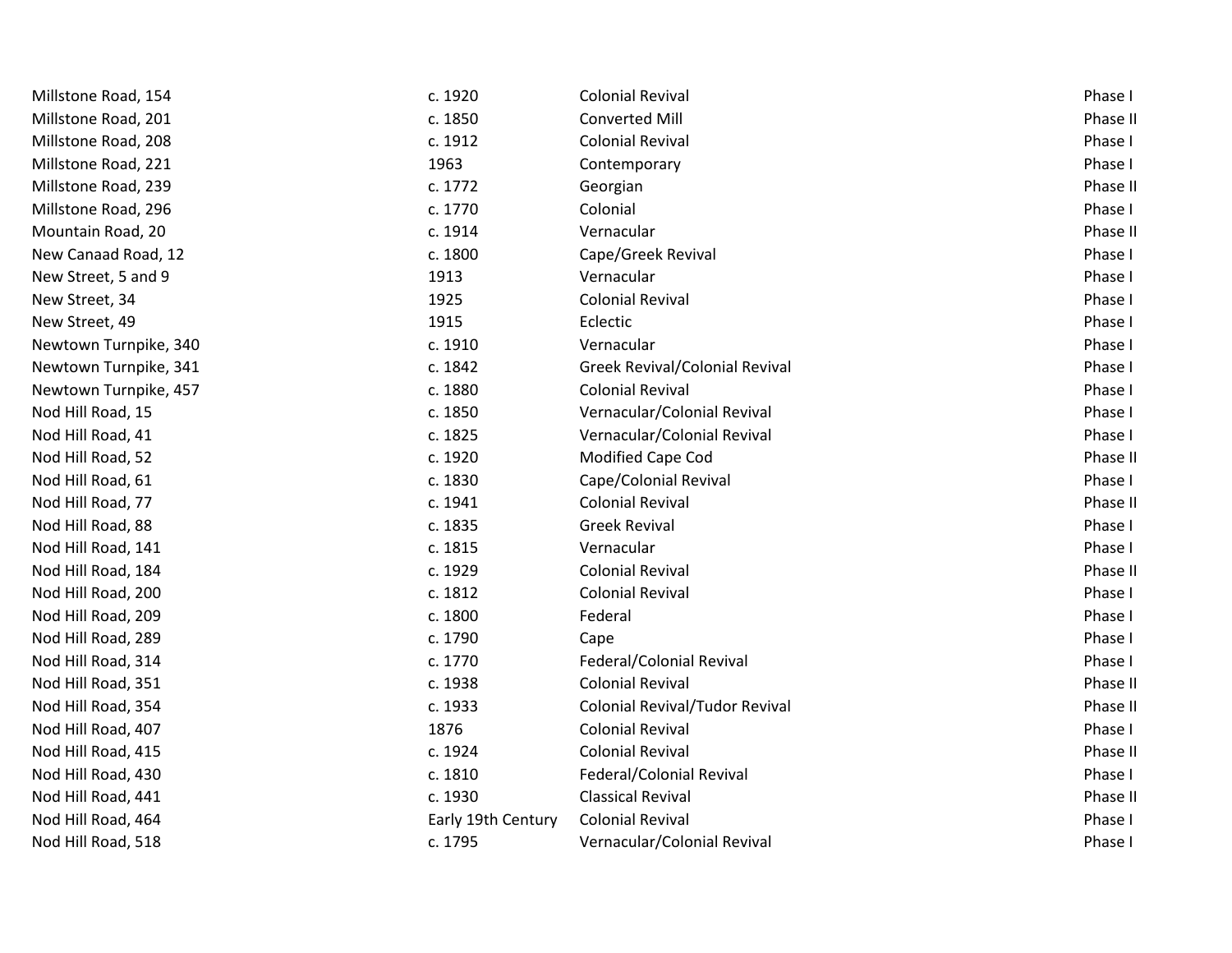| | | | |
|---|---|---|---|
| Millstone Road, 154 | c. 1920 | Colonial Revival | Phase I |
| Millstone Road, 201 | c. 1850 | Converted Mill | Phase II |
| Millstone Road, 208 | c. 1912 | Colonial Revival | Phase I |
| Millstone Road, 221 | 1963 | Contemporary | Phase I |
| Millstone Road, 239 | c. 1772 | Georgian | Phase II |
| Millstone Road, 296 | c. 1770 | Colonial | Phase I |
| Mountain Road, 20 | c. 1914 | Vernacular | Phase II |
| New Canaad Road, 12 | c. 1800 | Cape/Greek Revival | Phase I |
| New Street, 5 and 9 | 1913 | Vernacular | Phase I |
| New Street, 34 | 1925 | Colonial Revival | Phase I |
| New Street, 49 | 1915 | Eclectic | Phase I |
| Newtown Turnpike, 340 | c. 1910 | Vernacular | Phase I |
| Newtown Turnpike, 341 | c. 1842 | Greek Revival/Colonial Revival | Phase I |
| Newtown Turnpike, 457 | c. 1880 | Colonial Revival | Phase I |
| Nod Hill Road, 15 | c. 1850 | Vernacular/Colonial Revival | Phase I |
| Nod Hill Road, 41 | c. 1825 | Vernacular/Colonial Revival | Phase I |
| Nod Hill Road, 52 | c. 1920 | Modified Cape Cod | Phase II |
| Nod Hill Road, 61 | c. 1830 | Cape/Colonial Revival | Phase I |
| Nod Hill Road, 77 | c. 1941 | Colonial Revival | Phase II |
| Nod Hill Road, 88 | c. 1835 | Greek Revival | Phase I |
| Nod Hill Road, 141 | c. 1815 | Vernacular | Phase I |
| Nod Hill Road, 184 | c. 1929 | Colonial Revival | Phase II |
| Nod Hill Road, 200 | c. 1812 | Colonial Revival | Phase I |
| Nod Hill Road, 209 | c. 1800 | Federal | Phase I |
| Nod Hill Road, 289 | c. 1790 | Cape | Phase I |
| Nod Hill Road, 314 | c. 1770 | Federal/Colonial Revival | Phase I |
| Nod Hill Road, 351 | c. 1938 | Colonial Revival | Phase II |
| Nod Hill Road, 354 | c. 1933 | Colonial Revival/Tudor Revival | Phase II |
| Nod Hill Road, 407 | 1876 | Colonial Revival | Phase I |
| Nod Hill Road, 415 | c. 1924 | Colonial Revival | Phase II |
| Nod Hill Road, 430 | c. 1810 | Federal/Colonial Revival | Phase I |
| Nod Hill Road, 441 | c. 1930 | Classical Revival | Phase II |
| Nod Hill Road, 464 | Early 19th Century | Colonial Revival | Phase I |
| Nod Hill Road, 518 | c. 1795 | Vernacular/Colonial Revival | Phase I |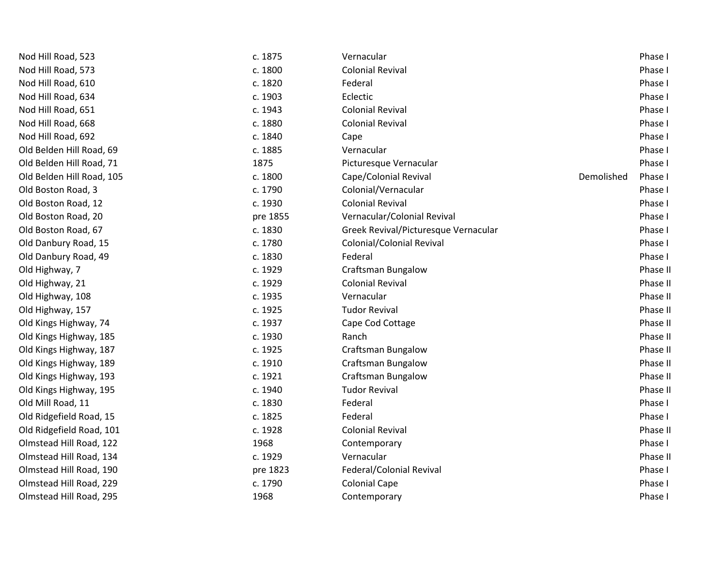| | | | | |
|---|---|---|---|---|
| Nod Hill Road, 523 | c. 1875 | Vernacular | | Phase I |
| Nod Hill Road, 573 | c. 1800 | Colonial Revival | | Phase I |
| Nod Hill Road, 610 | c. 1820 | Federal | | Phase I |
| Nod Hill Road, 634 | c. 1903 | Eclectic | | Phase I |
| Nod Hill Road, 651 | c. 1943 | Colonial Revival | | Phase I |
| Nod Hill Road, 668 | c. 1880 | Colonial Revival | | Phase I |
| Nod Hill Road, 692 | c. 1840 | Cape | | Phase I |
| Old Belden Hill Road, 69 | c. 1885 | Vernacular | | Phase I |
| Old Belden Hill Road, 71 | 1875 | Picturesque Vernacular | | Phase I |
| Old Belden Hill Road, 105 | c. 1800 | Cape/Colonial Revival | Demolished | Phase I |
| Old Boston Road, 3 | c. 1790 | Colonial/Vernacular | | Phase I |
| Old Boston Road, 12 | c. 1930 | Colonial Revival | | Phase I |
| Old Boston Road, 20 | pre 1855 | Vernacular/Colonial Revival | | Phase I |
| Old Boston Road, 67 | c. 1830 | Greek Revival/Picturesque Vernacular | | Phase I |
| Old Danbury Road, 15 | c. 1780 | Colonial/Colonial Revival | | Phase I |
| Old Danbury Road, 49 | c. 1830 | Federal | | Phase I |
| Old Highway, 7 | c. 1929 | Craftsman Bungalow | | Phase II |
| Old Highway, 21 | c. 1929 | Colonial Revival | | Phase II |
| Old Highway, 108 | c. 1935 | Vernacular | | Phase II |
| Old Highway, 157 | c. 1925 | Tudor Revival | | Phase II |
| Old Kings Highway, 74 | c. 1937 | Cape Cod Cottage | | Phase II |
| Old Kings Highway, 185 | c. 1930 | Ranch | | Phase II |
| Old Kings Highway, 187 | c. 1925 | Craftsman Bungalow | | Phase II |
| Old Kings Highway, 189 | c. 1910 | Craftsman Bungalow | | Phase II |
| Old Kings Highway, 193 | c. 1921 | Craftsman Bungalow | | Phase II |
| Old Kings Highway, 195 | c. 1940 | Tudor Revival | | Phase II |
| Old Mill Road, 11 | c. 1830 | Federal | | Phase I |
| Old Ridgefield Road, 15 | c. 1825 | Federal | | Phase I |
| Old Ridgefield Road, 101 | c. 1928 | Colonial Revival | | Phase II |
| Olmstead Hill Road, 122 | 1968 | Contemporary | | Phase I |
| Olmstead Hill Road, 134 | c. 1929 | Vernacular | | Phase II |
| Olmstead Hill Road, 190 | pre 1823 | Federal/Colonial Revival | | Phase I |
| Olmstead Hill Road, 229 | c. 1790 | Colonial Cape | | Phase I |
| Olmstead Hill Road, 295 | 1968 | Contemporary | | Phase I |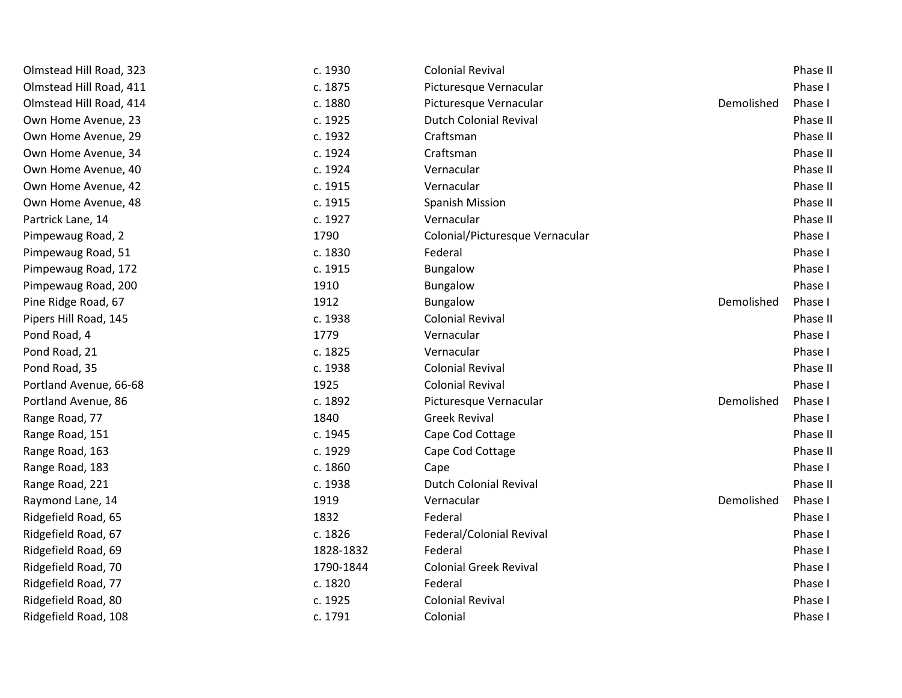| | | | | |
|---|---|---|---|---|
| Olmstead Hill Road, 323 | c. 1930 | Colonial Revival | | Phase II |
| Olmstead Hill Road, 411 | c. 1875 | Picturesque Vernacular | | Phase I |
| Olmstead Hill Road, 414 | c. 1880 | Picturesque Vernacular | Demolished | Phase I |
| Own Home Avenue, 23 | c. 1925 | Dutch Colonial Revival | | Phase II |
| Own Home Avenue, 29 | c. 1932 | Craftsman | | Phase II |
| Own Home Avenue, 34 | c. 1924 | Craftsman | | Phase II |
| Own Home Avenue, 40 | c. 1924 | Vernacular | | Phase II |
| Own Home Avenue, 42 | c. 1915 | Vernacular | | Phase II |
| Own Home Avenue, 48 | c. 1915 | Spanish Mission | | Phase II |
| Partrick Lane, 14 | c. 1927 | Vernacular | | Phase II |
| Pimpewaug Road, 2 | 1790 | Colonial/Picturesque Vernacular | | Phase I |
| Pimpewaug Road, 51 | c. 1830 | Federal | | Phase I |
| Pimpewaug Road, 172 | c. 1915 | Bungalow | | Phase I |
| Pimpewaug Road, 200 | 1910 | Bungalow | | Phase I |
| Pine Ridge Road, 67 | 1912 | Bungalow | Demolished | Phase I |
| Pipers Hill Road, 145 | c. 1938 | Colonial Revival | | Phase II |
| Pond Road, 4 | 1779 | Vernacular | | Phase I |
| Pond Road, 21 | c. 1825 | Vernacular | | Phase I |
| Pond Road, 35 | c. 1938 | Colonial Revival | | Phase II |
| Portland Avenue, 66-68 | 1925 | Colonial Revival | | Phase I |
| Portland Avenue, 86 | c. 1892 | Picturesque Vernacular | Demolished | Phase I |
| Range Road, 77 | 1840 | Greek Revival | | Phase I |
| Range Road, 151 | c. 1945 | Cape Cod Cottage | | Phase II |
| Range Road, 163 | c. 1929 | Cape Cod Cottage | | Phase II |
| Range Road, 183 | c. 1860 | Cape | | Phase I |
| Range Road, 221 | c. 1938 | Dutch Colonial Revival | | Phase II |
| Raymond Lane, 14 | 1919 | Vernacular | Demolished | Phase I |
| Ridgefield Road, 65 | 1832 | Federal | | Phase I |
| Ridgefield Road, 67 | c. 1826 | Federal/Colonial Revival | | Phase I |
| Ridgefield Road, 69 | 1828-1832 | Federal | | Phase I |
| Ridgefield Road, 70 | 1790-1844 | Colonial Greek Revival | | Phase I |
| Ridgefield Road, 77 | c. 1820 | Federal | | Phase I |
| Ridgefield Road, 80 | c. 1925 | Colonial Revival | | Phase I |
| Ridgefield Road, 108 | c. 1791 | Colonial | | Phase I |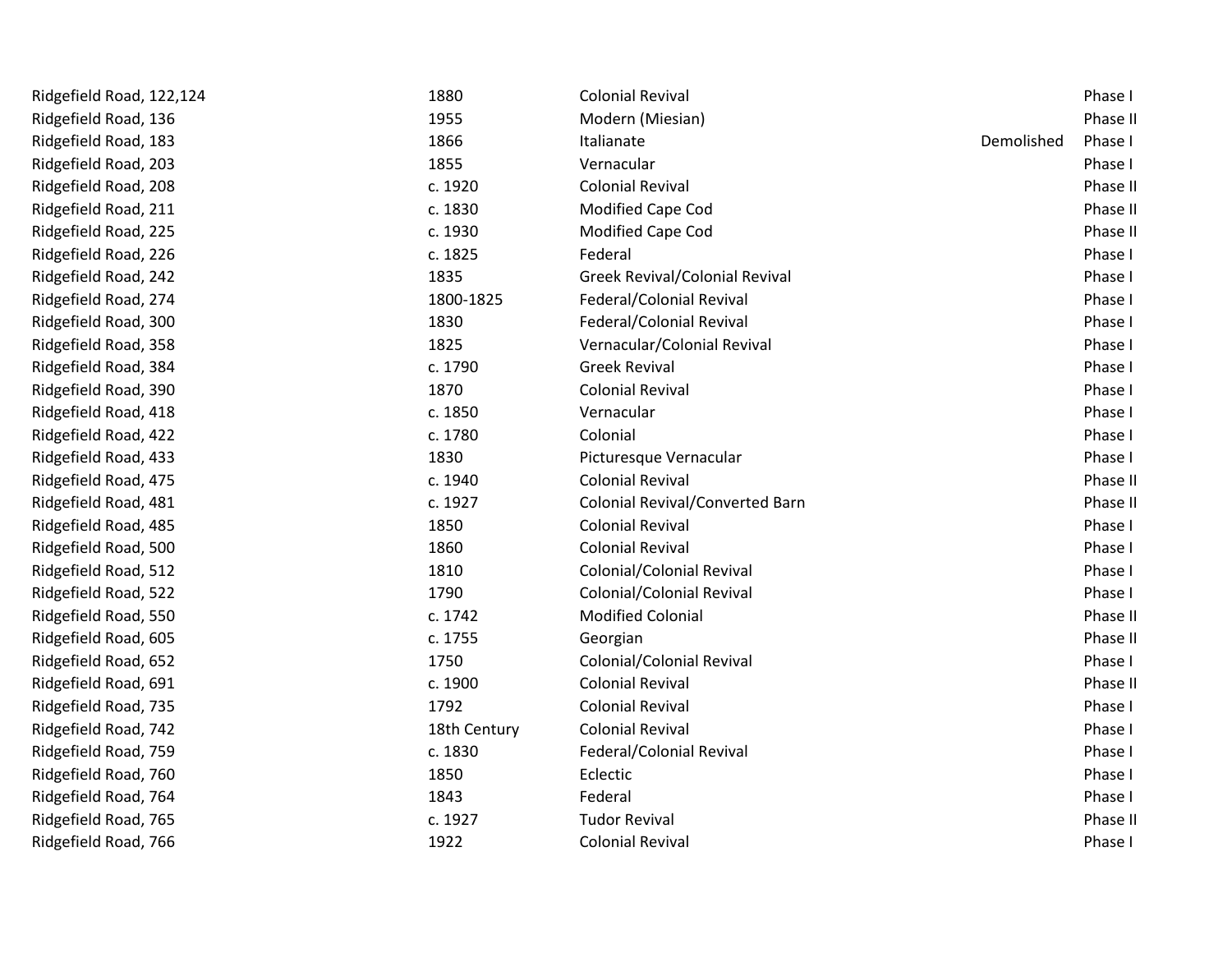| | | | | |
|---|---|---|---|---|
| Ridgefield Road, 122,124 | 1880 | Colonial Revival | | Phase I |
| Ridgefield Road, 136 | 1955 | Modern (Miesian) | | Phase II |
| Ridgefield Road, 183 | 1866 | Italianate | Demolished | Phase I |
| Ridgefield Road, 203 | 1855 | Vernacular | | Phase I |
| Ridgefield Road, 208 | c. 1920 | Colonial Revival | | Phase II |
| Ridgefield Road, 211 | c. 1830 | Modified Cape Cod | | Phase II |
| Ridgefield Road, 225 | c. 1930 | Modified Cape Cod | | Phase II |
| Ridgefield Road, 226 | c. 1825 | Federal | | Phase I |
| Ridgefield Road, 242 | 1835 | Greek Revival/Colonial Revival | | Phase I |
| Ridgefield Road, 274 | 1800-1825 | Federal/Colonial Revival | | Phase I |
| Ridgefield Road, 300 | 1830 | Federal/Colonial Revival | | Phase I |
| Ridgefield Road, 358 | 1825 | Vernacular/Colonial Revival | | Phase I |
| Ridgefield Road, 384 | c. 1790 | Greek Revival | | Phase I |
| Ridgefield Road, 390 | 1870 | Colonial Revival | | Phase I |
| Ridgefield Road, 418 | c. 1850 | Vernacular | | Phase I |
| Ridgefield Road, 422 | c. 1780 | Colonial | | Phase I |
| Ridgefield Road, 433 | 1830 | Picturesque Vernacular | | Phase I |
| Ridgefield Road, 475 | c. 1940 | Colonial Revival | | Phase II |
| Ridgefield Road, 481 | c. 1927 | Colonial Revival/Converted Barn | | Phase II |
| Ridgefield Road, 485 | 1850 | Colonial Revival | | Phase I |
| Ridgefield Road, 500 | 1860 | Colonial Revival | | Phase I |
| Ridgefield Road, 512 | 1810 | Colonial/Colonial Revival | | Phase I |
| Ridgefield Road, 522 | 1790 | Colonial/Colonial Revival | | Phase I |
| Ridgefield Road, 550 | c. 1742 | Modified Colonial | | Phase II |
| Ridgefield Road, 605 | c. 1755 | Georgian | | Phase II |
| Ridgefield Road, 652 | 1750 | Colonial/Colonial Revival | | Phase I |
| Ridgefield Road, 691 | c. 1900 | Colonial Revival | | Phase II |
| Ridgefield Road, 735 | 1792 | Colonial Revival | | Phase I |
| Ridgefield Road, 742 | 18th Century | Colonial Revival | | Phase I |
| Ridgefield Road, 759 | c. 1830 | Federal/Colonial Revival | | Phase I |
| Ridgefield Road, 760 | 1850 | Eclectic | | Phase I |
| Ridgefield Road, 764 | 1843 | Federal | | Phase I |
| Ridgefield Road, 765 | c. 1927 | Tudor Revival | | Phase II |
| Ridgefield Road, 766 | 1922 | Colonial Revival | | Phase I |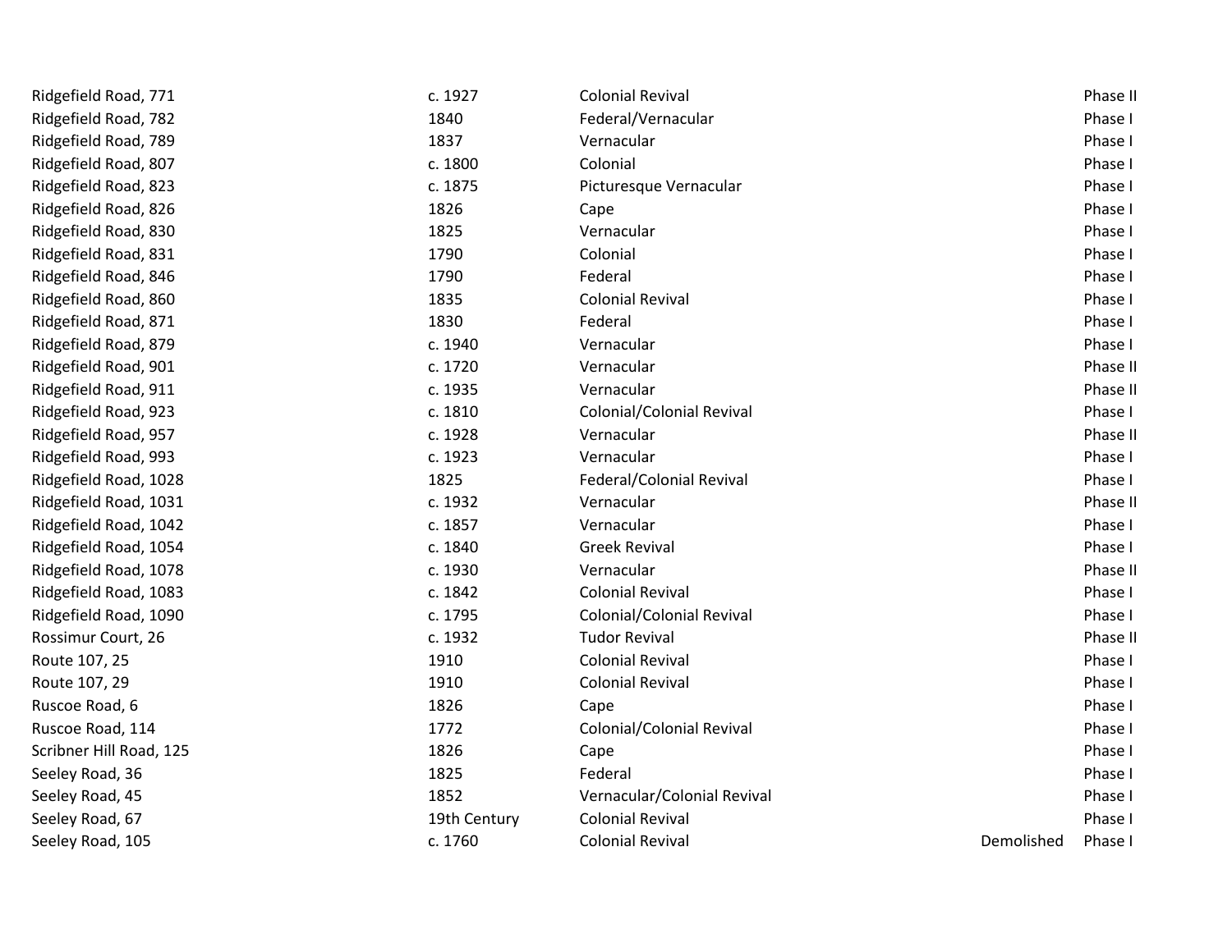| | | | | |
|---|---|---|---|---|
| Ridgefield Road, 771 | c. 1927 | Colonial Revival | | Phase II |
| Ridgefield Road, 782 | 1840 | Federal/Vernacular | | Phase I |
| Ridgefield Road, 789 | 1837 | Vernacular | | Phase I |
| Ridgefield Road, 807 | c. 1800 | Colonial | | Phase I |
| Ridgefield Road, 823 | c. 1875 | Picturesque Vernacular | | Phase I |
| Ridgefield Road, 826 | 1826 | Cape | | Phase I |
| Ridgefield Road, 830 | 1825 | Vernacular | | Phase I |
| Ridgefield Road, 831 | 1790 | Colonial | | Phase I |
| Ridgefield Road, 846 | 1790 | Federal | | Phase I |
| Ridgefield Road, 860 | 1835 | Colonial Revival | | Phase I |
| Ridgefield Road, 871 | 1830 | Federal | | Phase I |
| Ridgefield Road, 879 | c. 1940 | Vernacular | | Phase I |
| Ridgefield Road, 901 | c. 1720 | Vernacular | | Phase II |
| Ridgefield Road, 911 | c. 1935 | Vernacular | | Phase II |
| Ridgefield Road, 923 | c. 1810 | Colonial/Colonial Revival | | Phase I |
| Ridgefield Road, 957 | c. 1928 | Vernacular | | Phase II |
| Ridgefield Road, 993 | c. 1923 | Vernacular | | Phase I |
| Ridgefield Road, 1028 | 1825 | Federal/Colonial Revival | | Phase I |
| Ridgefield Road, 1031 | c. 1932 | Vernacular | | Phase II |
| Ridgefield Road, 1042 | c. 1857 | Vernacular | | Phase I |
| Ridgefield Road, 1054 | c. 1840 | Greek Revival | | Phase I |
| Ridgefield Road, 1078 | c. 1930 | Vernacular | | Phase II |
| Ridgefield Road, 1083 | c. 1842 | Colonial Revival | | Phase I |
| Ridgefield Road, 1090 | c. 1795 | Colonial/Colonial Revival | | Phase I |
| Rossimur Court, 26 | c. 1932 | Tudor Revival | | Phase II |
| Route 107, 25 | 1910 | Colonial Revival | | Phase I |
| Route 107, 29 | 1910 | Colonial Revival | | Phase I |
| Ruscoe Road, 6 | 1826 | Cape | | Phase I |
| Ruscoe Road, 114 | 1772 | Colonial/Colonial Revival | | Phase I |
| Scribner Hill Road, 125 | 1826 | Cape | | Phase I |
| Seeley Road, 36 | 1825 | Federal | | Phase I |
| Seeley Road, 45 | 1852 | Vernacular/Colonial Revival | | Phase I |
| Seeley Road, 67 | 19th Century | Colonial Revival | | Phase I |
| Seeley Road, 105 | c. 1760 | Colonial Revival | Demolished | Phase I |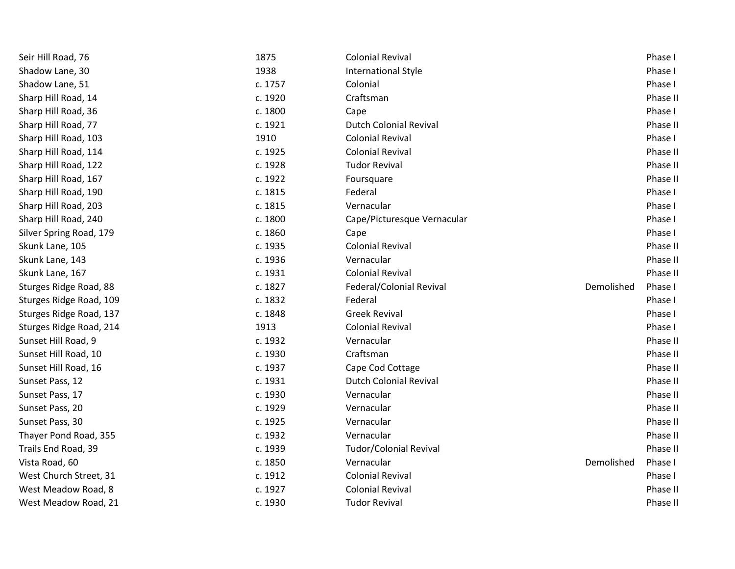| | | | | |
|---|---|---|---|---|
| Seir Hill Road, 76 | 1875 | Colonial Revival | | Phase I |
| Shadow Lane, 30 | 1938 | International Style | | Phase I |
| Shadow Lane, 51 | c. 1757 | Colonial | | Phase I |
| Sharp Hill Road, 14 | c. 1920 | Craftsman | | Phase II |
| Sharp Hill Road, 36 | c. 1800 | Cape | | Phase I |
| Sharp Hill Road, 77 | c. 1921 | Dutch Colonial Revival | | Phase II |
| Sharp Hill Road, 103 | 1910 | Colonial Revival | | Phase I |
| Sharp Hill Road, 114 | c. 1925 | Colonial Revival | | Phase II |
| Sharp Hill Road, 122 | c. 1928 | Tudor Revival | | Phase II |
| Sharp Hill Road, 167 | c. 1922 | Foursquare | | Phase II |
| Sharp Hill Road, 190 | c. 1815 | Federal | | Phase I |
| Sharp Hill Road, 203 | c. 1815 | Vernacular | | Phase I |
| Sharp Hill Road, 240 | c. 1800 | Cape/Picturesque Vernacular | | Phase I |
| Silver Spring Road, 179 | c. 1860 | Cape | | Phase I |
| Skunk Lane, 105 | c. 1935 | Colonial Revival | | Phase II |
| Skunk Lane, 143 | c. 1936 | Vernacular | | Phase II |
| Skunk Lane, 167 | c. 1931 | Colonial Revival | | Phase II |
| Sturges Ridge Road, 88 | c. 1827 | Federal/Colonial Revival | Demolished | Phase I |
| Sturges Ridge Road, 109 | c. 1832 | Federal | | Phase I |
| Sturges Ridge Road, 137 | c. 1848 | Greek Revival | | Phase I |
| Sturges Ridge Road, 214 | 1913 | Colonial Revival | | Phase I |
| Sunset Hill Road, 9 | c. 1932 | Vernacular | | Phase II |
| Sunset Hill Road, 10 | c. 1930 | Craftsman | | Phase II |
| Sunset Hill Road, 16 | c. 1937 | Cape Cod Cottage | | Phase II |
| Sunset Pass, 12 | c. 1931 | Dutch Colonial Revival | | Phase II |
| Sunset Pass, 17 | c. 1930 | Vernacular | | Phase II |
| Sunset Pass, 20 | c. 1929 | Vernacular | | Phase II |
| Sunset Pass, 30 | c. 1925 | Vernacular | | Phase II |
| Thayer Pond Road, 355 | c. 1932 | Vernacular | | Phase II |
| Trails End Road, 39 | c. 1939 | Tudor/Colonial Revival | | Phase II |
| Vista Road, 60 | c. 1850 | Vernacular | Demolished | Phase I |
| West Church Street, 31 | c. 1912 | Colonial Revival | | Phase I |
| West Meadow Road, 8 | c. 1927 | Colonial Revival | | Phase II |
| West Meadow Road, 21 | c. 1930 | Tudor Revival | | Phase II |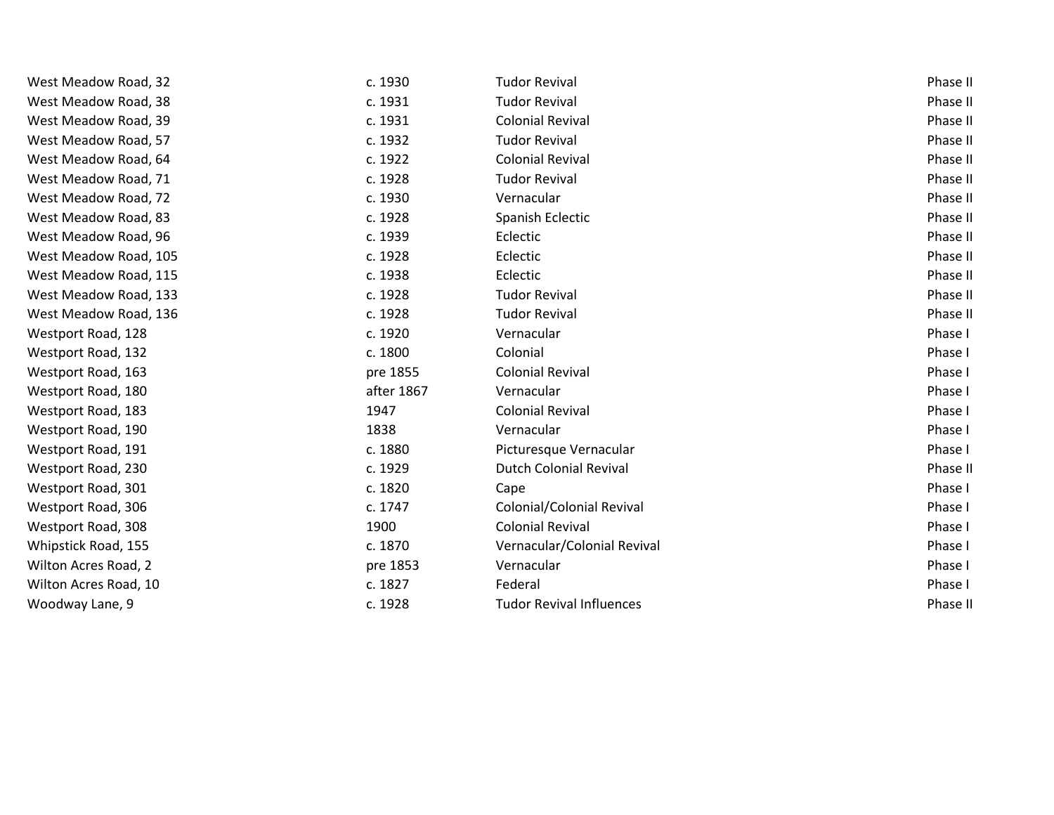| | | | |
|---|---|---|---|
| West Meadow Road, 32 | c. 1930 | Tudor Revival | Phase II |
| West Meadow Road, 38 | c. 1931 | Tudor Revival | Phase II |
| West Meadow Road, 39 | c. 1931 | Colonial Revival | Phase II |
| West Meadow Road, 57 | c. 1932 | Tudor Revival | Phase II |
| West Meadow Road, 64 | c. 1922 | Colonial Revival | Phase II |
| West Meadow Road, 71 | c. 1928 | Tudor Revival | Phase II |
| West Meadow Road, 72 | c. 1930 | Vernacular | Phase II |
| West Meadow Road, 83 | c. 1928 | Spanish Eclectic | Phase II |
| West Meadow Road, 96 | c. 1939 | Eclectic | Phase II |
| West Meadow Road, 105 | c. 1928 | Eclectic | Phase II |
| West Meadow Road, 115 | c. 1938 | Eclectic | Phase II |
| West Meadow Road, 133 | c. 1928 | Tudor Revival | Phase II |
| West Meadow Road, 136 | c. 1928 | Tudor Revival | Phase II |
| Westport Road, 128 | c. 1920 | Vernacular | Phase I |
| Westport Road, 132 | c. 1800 | Colonial | Phase I |
| Westport Road, 163 | pre 1855 | Colonial Revival | Phase I |
| Westport Road, 180 | after 1867 | Vernacular | Phase I |
| Westport Road, 183 | 1947 | Colonial Revival | Phase I |
| Westport Road, 190 | 1838 | Vernacular | Phase I |
| Westport Road, 191 | c. 1880 | Picturesque Vernacular | Phase I |
| Westport Road, 230 | c. 1929 | Dutch Colonial Revival | Phase II |
| Westport Road, 301 | c. 1820 | Cape | Phase I |
| Westport Road, 306 | c. 1747 | Colonial/Colonial Revival | Phase I |
| Westport Road, 308 | 1900 | Colonial Revival | Phase I |
| Whipstick Road, 155 | c. 1870 | Vernacular/Colonial Revival | Phase I |
| Wilton Acres Road, 2 | pre 1853 | Vernacular | Phase I |
| Wilton Acres Road, 10 | c. 1827 | Federal | Phase I |
| Woodway Lane, 9 | c. 1928 | Tudor Revival Influences | Phase II |